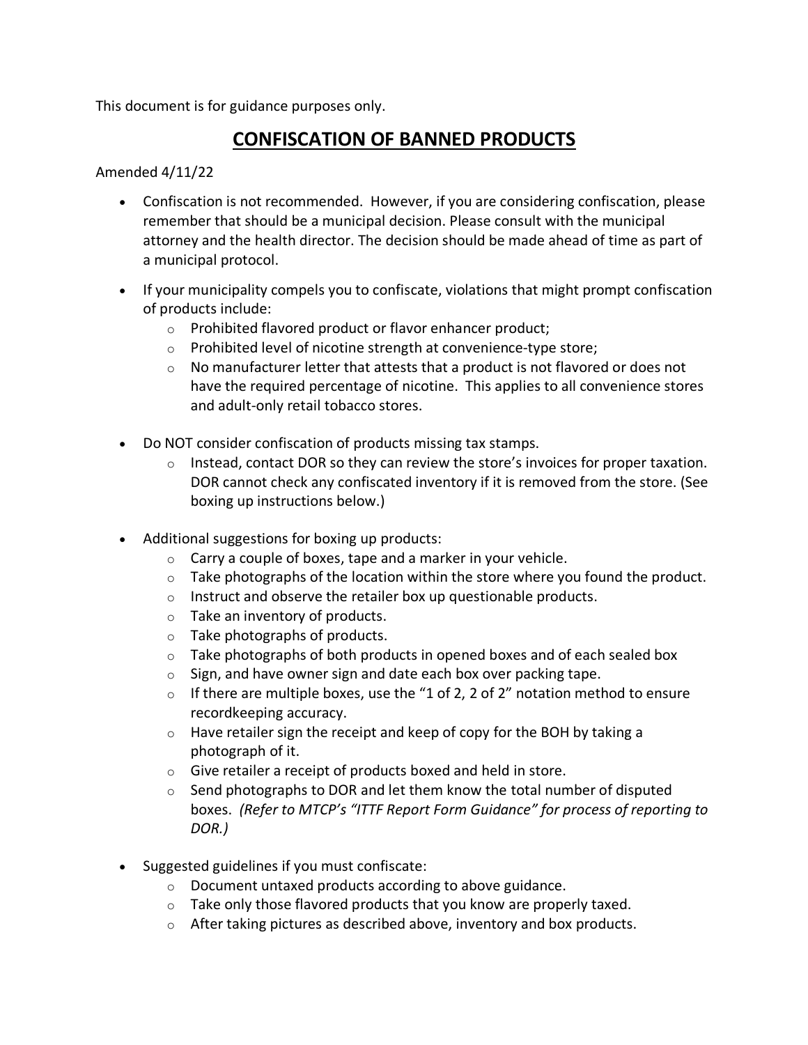This document is for guidance purposes only.

# CONFISCATION OF BANNED PRODUCTS

Amended 4/11/22

- Confiscation is not recommended. However, if you are considering confiscation, please remember that should be a municipal decision. Please consult with the municipal attorney and the health director. The decision should be made ahead of time as part of a municipal protocol.
- If your municipality compels you to confiscate, violations that might prompt confiscation of products include:
  - Prohibited flavored product or flavor enhancer product;
  - Prohibited level of nicotine strength at convenience-type store;
  - No manufacturer letter that attests that a product is not flavored or does not have the required percentage of nicotine. This applies to all convenience stores and adult-only retail tobacco stores.
- Do NOT consider confiscation of products missing tax stamps.
  - Instead, contact DOR so they can review the store's invoices for proper taxation. DOR cannot check any confiscated inventory if it is removed from the store. (See boxing up instructions below.)
- Additional suggestions for boxing up products:
  - Carry a couple of boxes, tape and a marker in your vehicle.
  - Take photographs of the location within the store where you found the product.
  - Instruct and observe the retailer box up questionable products.
  - Take an inventory of products.
  - Take photographs of products.
  - Take photographs of both products in opened boxes and of each sealed box
  - Sign, and have owner sign and date each box over packing tape.
  - If there are multiple boxes, use the "1 of 2, 2 of 2" notation method to ensure recordkeeping accuracy.
  - Have retailer sign the receipt and keep of copy for the BOH by taking a photograph of it.
  - Give retailer a receipt of products boxed and held in store.
  - Send photographs to DOR and let them know the total number of disputed boxes. *(Refer to MTCP's "ITTF Report Form Guidance" for process of reporting to DOR.)*
- Suggested guidelines if you must confiscate:
  - Document untaxed products according to above guidance.
  - Take only those flavored products that you know are properly taxed.
  - After taking pictures as described above, inventory and box products.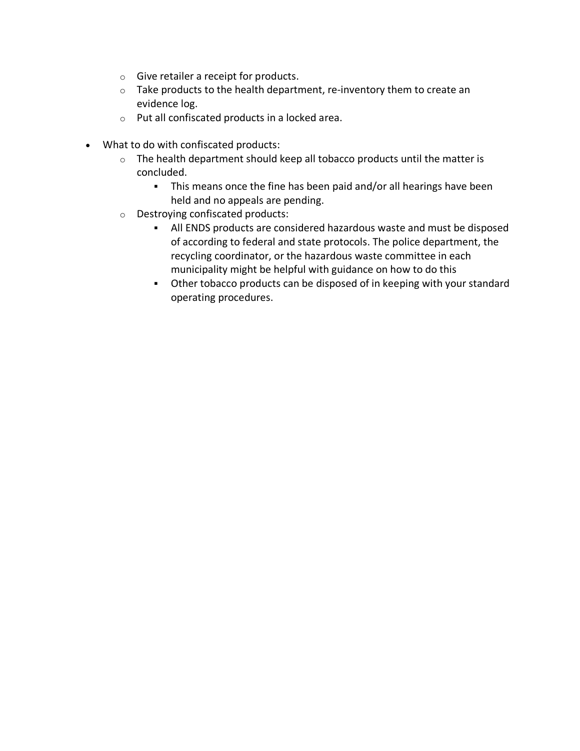- Give retailer a receipt for products.
  - Take products to the health department, re-inventory them to create an evidence log.
  - Put all confiscated products in a locked area.

- What to do with confiscated products:
  - The health department should keep all tobacco products until the matter is concluded.
    - This means once the fine has been paid and/or all hearings have been held and no appeals are pending.
  - Destroying confiscated products:
    - All ENDS products are considered hazardous waste and must be disposed of according to federal and state protocols. The police department, the recycling coordinator, or the hazardous waste committee in each municipality might be helpful with guidance on how to do this
    - Other tobacco products can be disposed of in keeping with your standard operating procedures.